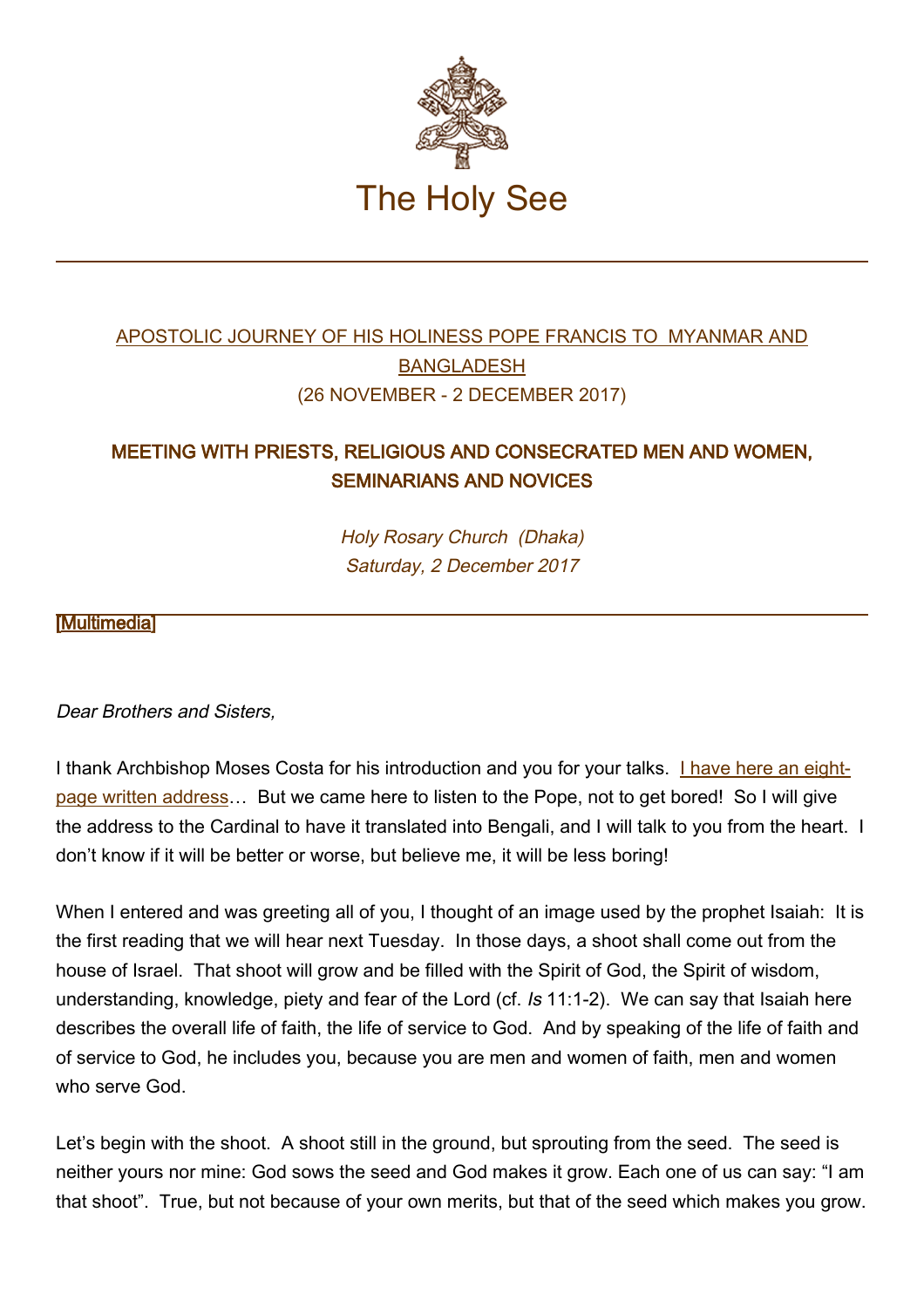# The Holy See

APOSTOLIC JOURNEY OF HIS HOLINESS POPE FRANCIS TO MYANMAR AND BANGLADESH
(26 NOVEMBER - 2 DECEMBER 2017)

## MEETING WITH PRIESTS, RELIGIOUS AND CONSECRATED MEN AND WOMEN, SEMINARIANS AND NOVICES

*Holy Rosary Church (Dhaka)*
*Saturday, 2 December 2017*

[Multimedia]

*Dear Brothers and Sisters,*

I thank Archbishop Moses Costa for his introduction and you for your talks. I have here an eight-page written address… But we came here to listen to the Pope, not to get bored! So I will give the address to the Cardinal to have it translated into Bengali, and I will talk to you from the heart. I don't know if it will be better or worse, but believe me, it will be less boring!

When I entered and was greeting all of you, I thought of an image used by the prophet Isaiah: It is the first reading that we will hear next Tuesday. In those days, a shoot shall come out from the house of Israel. That shoot will grow and be filled with the Spirit of God, the Spirit of wisdom, understanding, knowledge, piety and fear of the Lord (cf. *Is* 11:1-2). We can say that Isaiah here describes the overall life of faith, the life of service to God. And by speaking of the life of faith and of service to God, he includes you, because you are men and women of faith, men and women who serve God.

Let's begin with the shoot. A shoot still in the ground, but sprouting from the seed. The seed is neither yours nor mine: God sows the seed and God makes it grow. Each one of us can say: "I am that shoot". True, but not because of your own merits, but that of the seed which makes you grow.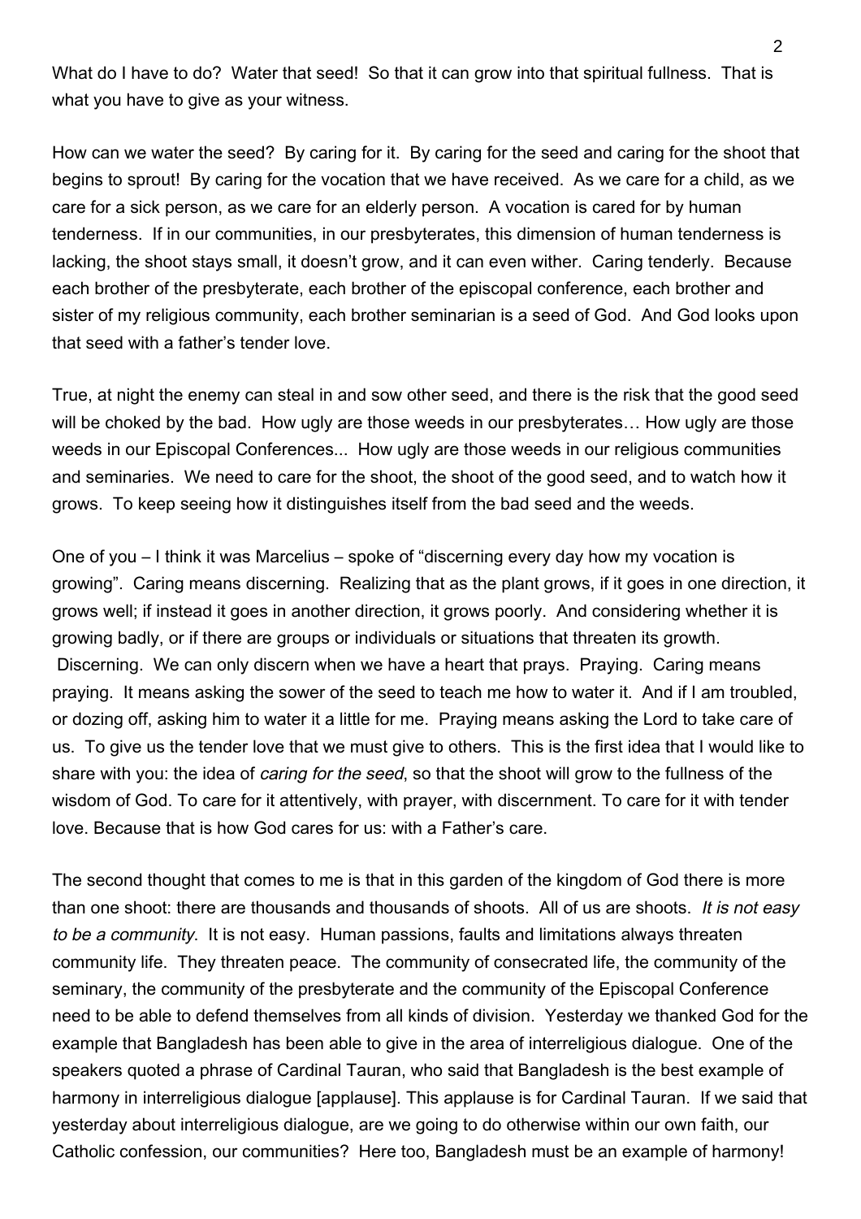What do I have to do? Water that seed! So that it can grow into that spiritual fullness. That is what you have to give as your witness.

How can we water the seed? By caring for it. By caring for the seed and caring for the shoot that begins to sprout! By caring for the vocation that we have received. As we care for a child, as we care for a sick person, as we care for an elderly person. A vocation is cared for by human tenderness. If in our communities, in our presbyterates, this dimension of human tenderness is lacking, the shoot stays small, it doesn't grow, and it can even wither. Caring tenderly. Because each brother of the presbyterate, each brother of the episcopal conference, each brother and sister of my religious community, each brother seminarian is a seed of God. And God looks upon that seed with a father's tender love.

True, at night the enemy can steal in and sow other seed, and there is the risk that the good seed will be choked by the bad. How ugly are those weeds in our presbyterates… How ugly are those weeds in our Episcopal Conferences... How ugly are those weeds in our religious communities and seminaries. We need to care for the shoot, the shoot of the good seed, and to watch how it grows. To keep seeing how it distinguishes itself from the bad seed and the weeds.

One of you – I think it was Marcelius – spoke of "discerning every day how my vocation is growing". Caring means discerning. Realizing that as the plant grows, if it goes in one direction, it grows well; if instead it goes in another direction, it grows poorly. And considering whether it is growing badly, or if there are groups or individuals or situations that threaten its growth. Discerning. We can only discern when we have a heart that prays. Praying. Caring means praying. It means asking the sower of the seed to teach me how to water it. And if I am troubled, or dozing off, asking him to water it a little for me. Praying means asking the Lord to take care of us. To give us the tender love that we must give to others. This is the first idea that I would like to share with you: the idea of *caring for the seed*, so that the shoot will grow to the fullness of the wisdom of God. To care for it attentively, with prayer, with discernment. To care for it with tender love. Because that is how God cares for us: with a Father's care.

The second thought that comes to me is that in this garden of the kingdom of God there is more than one shoot: there are thousands and thousands of shoots. All of us are shoots. *It is not easy to be a community*. It is not easy. Human passions, faults and limitations always threaten community life. They threaten peace. The community of consecrated life, the community of the seminary, the community of the presbyterate and the community of the Episcopal Conference need to be able to defend themselves from all kinds of division. Yesterday we thanked God for the example that Bangladesh has been able to give in the area of interreligious dialogue. One of the speakers quoted a phrase of Cardinal Tauran, who said that Bangladesh is the best example of harmony in interreligious dialogue [applause]. This applause is for Cardinal Tauran. If we said that yesterday about interreligious dialogue, are we going to do otherwise within our own faith, our Catholic confession, our communities? Here too, Bangladesh must be an example of harmony!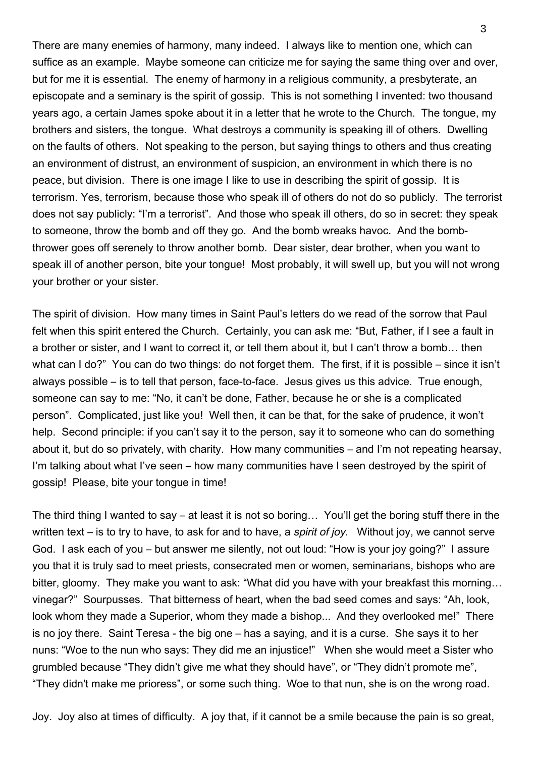There are many enemies of harmony, many indeed. I always like to mention one, which can suffice as an example. Maybe someone can criticize me for saying the same thing over and over, but for me it is essential. The enemy of harmony in a religious community, a presbyterate, an episcopate and a seminary is the spirit of gossip. This is not something I invented: two thousand years ago, a certain James spoke about it in a letter that he wrote to the Church. The tongue, my brothers and sisters, the tongue. What destroys a community is speaking ill of others. Dwelling on the faults of others. Not speaking to the person, but saying things to others and thus creating an environment of distrust, an environment of suspicion, an environment in which there is no peace, but division. There is one image I like to use in describing the spirit of gossip. It is terrorism. Yes, terrorism, because those who speak ill of others do not do so publicly. The terrorist does not say publicly: "I'm a terrorist". And those who speak ill others, do so in secret: they speak to someone, throw the bomb and off they go. And the bomb wreaks havoc. And the bomb-thrower goes off serenely to throw another bomb. Dear sister, dear brother, when you want to speak ill of another person, bite your tongue! Most probably, it will swell up, but you will not wrong your brother or your sister.

The spirit of division. How many times in Saint Paul's letters do we read of the sorrow that Paul felt when this spirit entered the Church. Certainly, you can ask me: "But, Father, if I see a fault in a brother or sister, and I want to correct it, or tell them about it, but I can't throw a bomb… then what can I do?" You can do two things: do not forget them. The first, if it is possible – since it isn't always possible – is to tell that person, face-to-face. Jesus gives us this advice. True enough, someone can say to me: "No, it can't be done, Father, because he or she is a complicated person". Complicated, just like you! Well then, it can be that, for the sake of prudence, it won't help. Second principle: if you can't say it to the person, say it to someone who can do something about it, but do so privately, with charity. How many communities – and I'm not repeating hearsay, I'm talking about what I've seen – how many communities have I seen destroyed by the spirit of gossip! Please, bite your tongue in time!

The third thing I wanted to say – at least it is not so boring… You'll get the boring stuff there in the written text – is to try to have, to ask for and to have, a *spirit of joy*. Without joy, we cannot serve God. I ask each of you – but answer me silently, not out loud: "How is your joy going?" I assure you that it is truly sad to meet priests, consecrated men or women, seminarians, bishops who are bitter, gloomy. They make you want to ask: "What did you have with your breakfast this morning… vinegar?" Sourpusses. That bitterness of heart, when the bad seed comes and says: "Ah, look, look whom they made a Superior, whom they made a bishop... And they overlooked me!" There is no joy there. Saint Teresa - the big one – has a saying, and it is a curse. She says it to her nuns: "Woe to the nun who says: They did me an injustice!" When she would meet a Sister who grumbled because "They didn't give me what they should have", or "They didn't promote me", "They didn't make me prioress", or some such thing. Woe to that nun, she is on the wrong road.

Joy. Joy also at times of difficulty. A joy that, if it cannot be a smile because the pain is so great,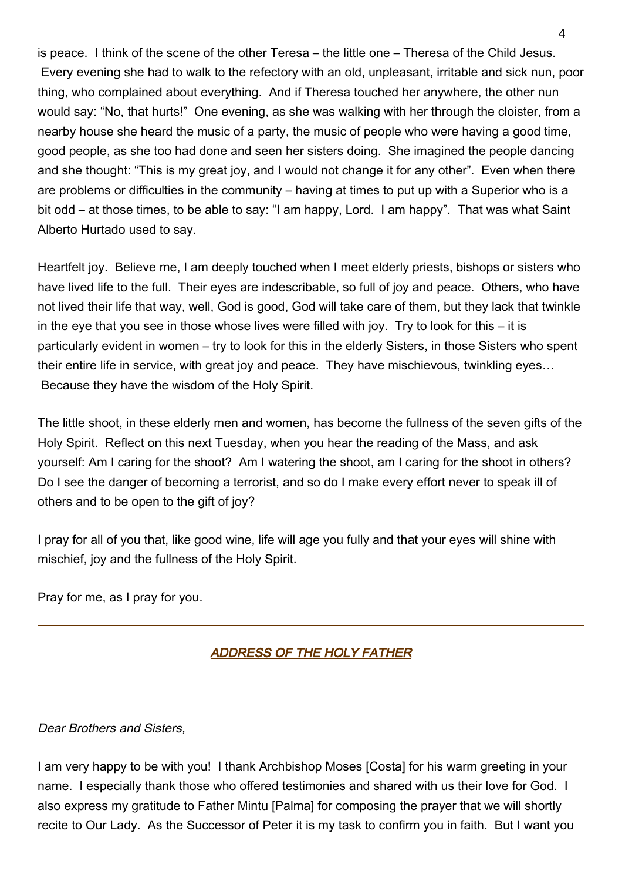is peace. I think of the scene of the other Teresa – the little one – Theresa of the Child Jesus. Every evening she had to walk to the refectory with an old, unpleasant, irritable and sick nun, poor thing, who complained about everything. And if Theresa touched her anywhere, the other nun would say: "No, that hurts!" One evening, as she was walking with her through the cloister, from a nearby house she heard the music of a party, the music of people who were having a good time, good people, as she too had done and seen her sisters doing. She imagined the people dancing and she thought: "This is my great joy, and I would not change it for any other". Even when there are problems or difficulties in the community – having at times to put up with a Superior who is a bit odd – at those times, to be able to say: "I am happy, Lord. I am happy". That was what Saint Alberto Hurtado used to say.

Heartfelt joy. Believe me, I am deeply touched when I meet elderly priests, bishops or sisters who have lived life to the full. Their eyes are indescribable, so full of joy and peace. Others, who have not lived their life that way, well, God is good, God will take care of them, but they lack that twinkle in the eye that you see in those whose lives were filled with joy. Try to look for this – it is particularly evident in women – try to look for this in the elderly Sisters, in those Sisters who spent their entire life in service, with great joy and peace. They have mischievous, twinkling eyes… Because they have the wisdom of the Holy Spirit.

The little shoot, in these elderly men and women, has become the fullness of the seven gifts of the Holy Spirit. Reflect on this next Tuesday, when you hear the reading of the Mass, and ask yourself: Am I caring for the shoot? Am I watering the shoot, am I caring for the shoot in others? Do I see the danger of becoming a terrorist, and so do I make every effort never to speak ill of others and to be open to the gift of joy?

I pray for all of you that, like good wine, life will age you fully and that your eyes will shine with mischief, joy and the fullness of the Holy Spirit.

Pray for me, as I pray for you.

---

## ADDRESS OF THE HOLY FATHER

*Dear Brothers and Sisters,*

I am very happy to be with you! I thank Archbishop Moses [Costa] for his warm greeting in your name. I especially thank those who offered testimonies and shared with us their love for God. I also express my gratitude to Father Mintu [Palma] for composing the prayer that we will shortly recite to Our Lady. As the Successor of Peter it is my task to confirm you in faith. But I want you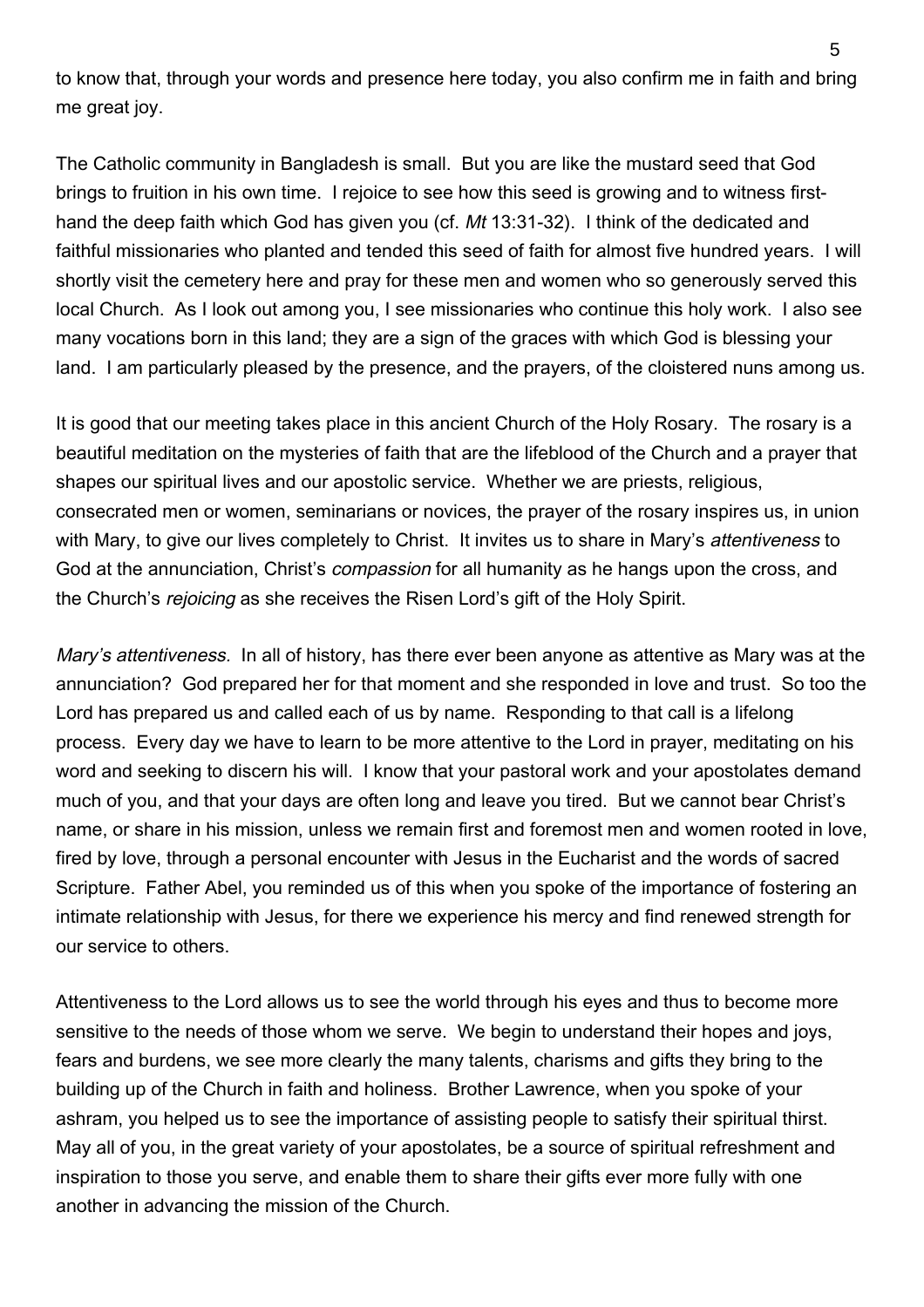to know that, through your words and presence here today, you also confirm me in faith and bring me great joy.

The Catholic community in Bangladesh is small. But you are like the mustard seed that God brings to fruition in his own time. I rejoice to see how this seed is growing and to witness first-hand the deep faith which God has given you (cf. *Mt* 13:31-32). I think of the dedicated and faithful missionaries who planted and tended this seed of faith for almost five hundred years. I will shortly visit the cemetery here and pray for these men and women who so generously served this local Church. As I look out among you, I see missionaries who continue this holy work. I also see many vocations born in this land; they are a sign of the graces with which God is blessing your land. I am particularly pleased by the presence, and the prayers, of the cloistered nuns among us.

It is good that our meeting takes place in this ancient Church of the Holy Rosary. The rosary is a beautiful meditation on the mysteries of faith that are the lifeblood of the Church and a prayer that shapes our spiritual lives and our apostolic service. Whether we are priests, religious, consecrated men or women, seminarians or novices, the prayer of the rosary inspires us, in union with Mary, to give our lives completely to Christ. It invites us to share in Mary's *attentiveness* to God at the annunciation, Christ's *compassion* for all humanity as he hangs upon the cross, and the Church's *rejoicing* as she receives the Risen Lord's gift of the Holy Spirit.

*Mary's attentiveness.* In all of history, has there ever been anyone as attentive as Mary was at the annunciation? God prepared her for that moment and she responded in love and trust. So too the Lord has prepared us and called each of us by name. Responding to that call is a lifelong process. Every day we have to learn to be more attentive to the Lord in prayer, meditating on his word and seeking to discern his will. I know that your pastoral work and your apostolates demand much of you, and that your days are often long and leave you tired. But we cannot bear Christ's name, or share in his mission, unless we remain first and foremost men and women rooted in love, fired by love, through a personal encounter with Jesus in the Eucharist and the words of sacred Scripture. Father Abel, you reminded us of this when you spoke of the importance of fostering an intimate relationship with Jesus, for there we experience his mercy and find renewed strength for our service to others.

Attentiveness to the Lord allows us to see the world through his eyes and thus to become more sensitive to the needs of those whom we serve. We begin to understand their hopes and joys, fears and burdens, we see more clearly the many talents, charisms and gifts they bring to the building up of the Church in faith and holiness. Brother Lawrence, when you spoke of your ashram, you helped us to see the importance of assisting people to satisfy their spiritual thirst. May all of you, in the great variety of your apostolates, be a source of spiritual refreshment and inspiration to those you serve, and enable them to share their gifts ever more fully with one another in advancing the mission of the Church.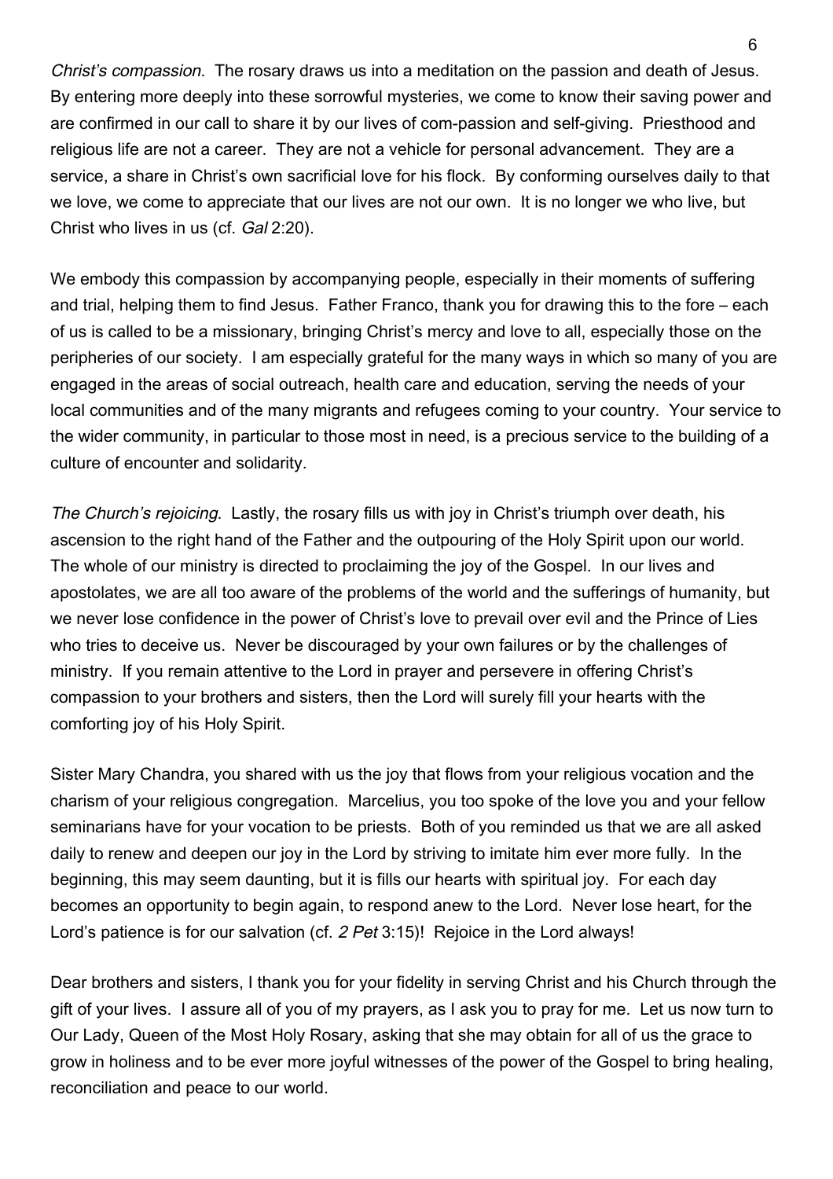*Christ's compassion*. The rosary draws us into a meditation on the passion and death of Jesus. By entering more deeply into these sorrowful mysteries, we come to know their saving power and are confirmed in our call to share it by our lives of com-passion and self-giving. Priesthood and religious life are not a career. They are not a vehicle for personal advancement. They are a service, a share in Christ's own sacrificial love for his flock. By conforming ourselves daily to that we love, we come to appreciate that our lives are not our own. It is no longer we who live, but Christ who lives in us (cf. *Gal* 2:20).

We embody this compassion by accompanying people, especially in their moments of suffering and trial, helping them to find Jesus. Father Franco, thank you for drawing this to the fore – each of us is called to be a missionary, bringing Christ's mercy and love to all, especially those on the peripheries of our society. I am especially grateful for the many ways in which so many of you are engaged in the areas of social outreach, health care and education, serving the needs of your local communities and of the many migrants and refugees coming to your country. Your service to the wider community, in particular to those most in need, is a precious service to the building of a culture of encounter and solidarity.

*The Church's rejoicing*. Lastly, the rosary fills us with joy in Christ's triumph over death, his ascension to the right hand of the Father and the outpouring of the Holy Spirit upon our world. The whole of our ministry is directed to proclaiming the joy of the Gospel. In our lives and apostolates, we are all too aware of the problems of the world and the sufferings of humanity, but we never lose confidence in the power of Christ's love to prevail over evil and the Prince of Lies who tries to deceive us. Never be discouraged by your own failures or by the challenges of ministry. If you remain attentive to the Lord in prayer and persevere in offering Christ's compassion to your brothers and sisters, then the Lord will surely fill your hearts with the comforting joy of his Holy Spirit.

Sister Mary Chandra, you shared with us the joy that flows from your religious vocation and the charism of your religious congregation. Marcelius, you too spoke of the love you and your fellow seminarians have for your vocation to be priests. Both of you reminded us that we are all asked daily to renew and deepen our joy in the Lord by striving to imitate him ever more fully. In the beginning, this may seem daunting, but it is fills our hearts with spiritual joy. For each day becomes an opportunity to begin again, to respond anew to the Lord. Never lose heart, for the Lord's patience is for our salvation (cf. *2 Pet* 3:15)! Rejoice in the Lord always!

Dear brothers and sisters, I thank you for your fidelity in serving Christ and his Church through the gift of your lives. I assure all of you of my prayers, as I ask you to pray for me. Let us now turn to Our Lady, Queen of the Most Holy Rosary, asking that she may obtain for all of us the grace to grow in holiness and to be ever more joyful witnesses of the power of the Gospel to bring healing, reconciliation and peace to our world.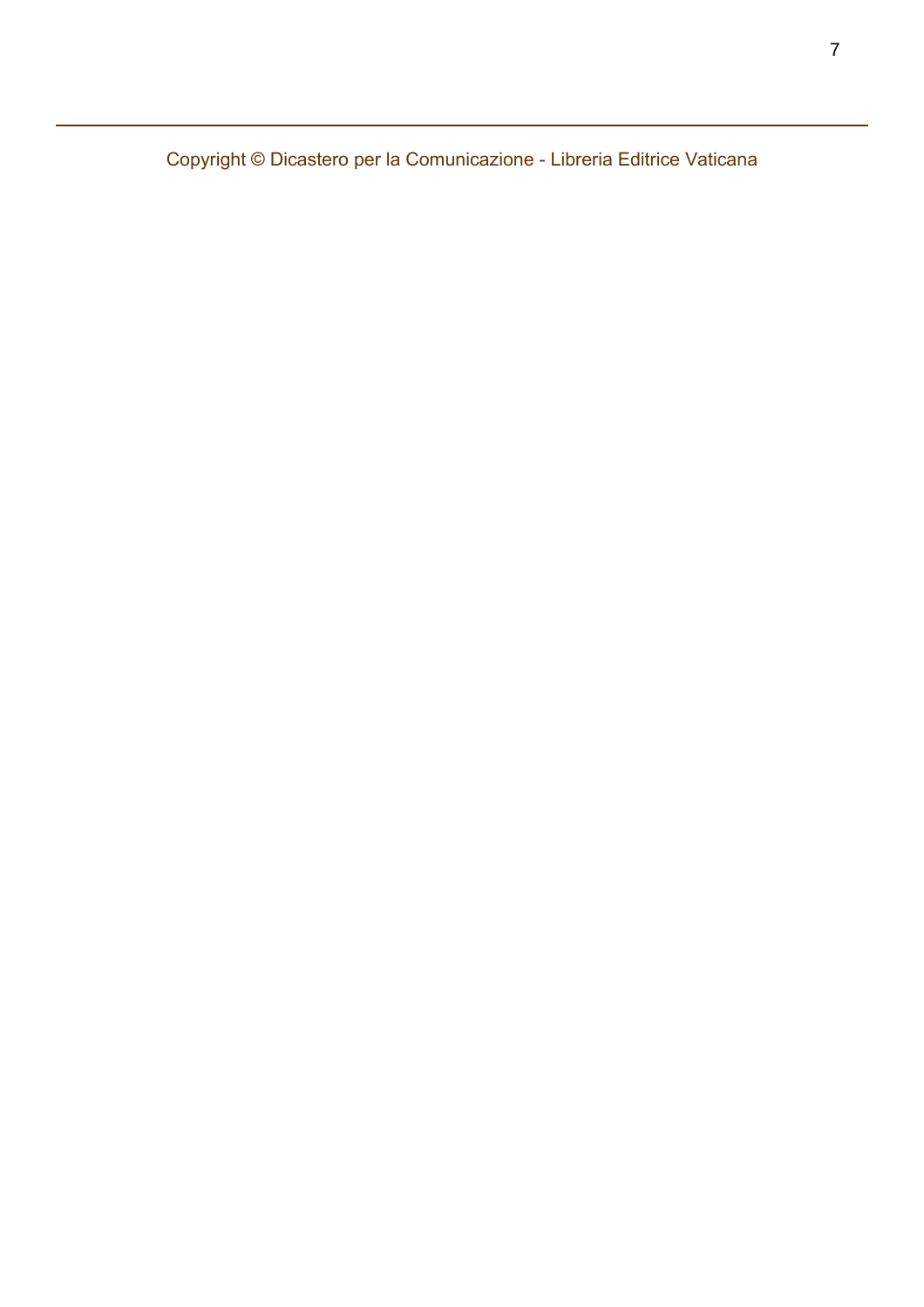---

Copyright © Dicastero per la Comunicazione - Libreria Editrice Vaticana